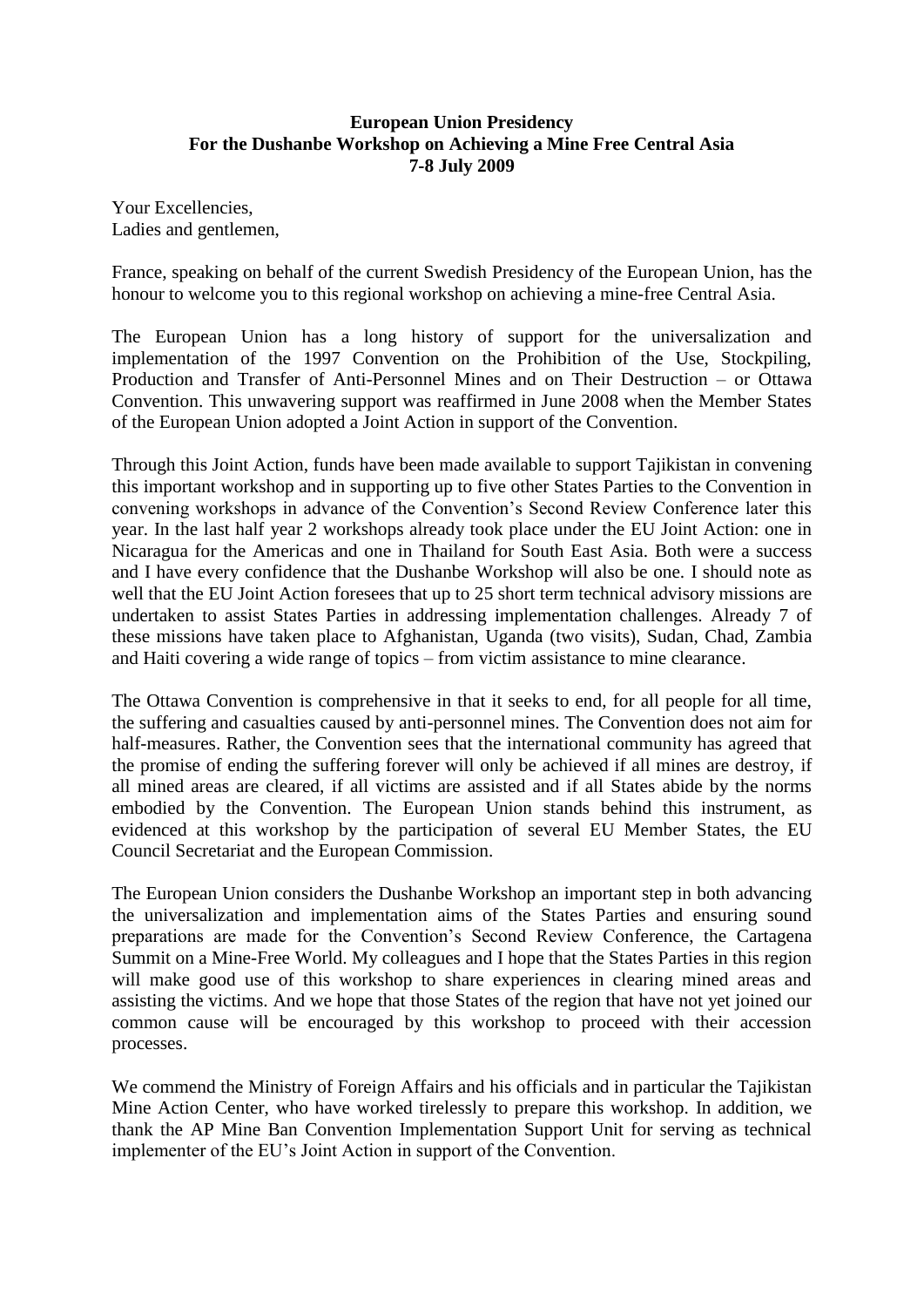**European Union Presidency**
**For the Dushanbe Workshop on Achieving a Mine Free Central Asia**
**7-8 July 2009**

Your Excellencies,
Ladies and gentlemen,

France, speaking on behalf of the current Swedish Presidency of the European Union, has the honour to welcome you to this regional workshop on achieving a mine-free Central Asia.

The European Union has a long history of support for the universalization and implementation of the 1997 Convention on the Prohibition of the Use, Stockpiling, Production and Transfer of Anti-Personnel Mines and on Their Destruction – or Ottawa Convention. This unwavering support was reaffirmed in June 2008 when the Member States of the European Union adopted a Joint Action in support of the Convention.

Through this Joint Action, funds have been made available to support Tajikistan in convening this important workshop and in supporting up to five other States Parties to the Convention in convening workshops in advance of the Convention's Second Review Conference later this year. In the last half year 2 workshops already took place under the EU Joint Action: one in Nicaragua for the Americas and one in Thailand for South East Asia. Both were a success and I have every confidence that the Dushanbe Workshop will also be one. I should note as well that the EU Joint Action foresees that up to 25 short term technical advisory missions are undertaken to assist States Parties in addressing implementation challenges. Already 7 of these missions have taken place to Afghanistan, Uganda (two visits), Sudan, Chad, Zambia and Haiti covering a wide range of topics – from victim assistance to mine clearance.

The Ottawa Convention is comprehensive in that it seeks to end, for all people for all time, the suffering and casualties caused by anti-personnel mines. The Convention does not aim for half-measures. Rather, the Convention sees that the international community has agreed that the promise of ending the suffering forever will only be achieved if all mines are destroy, if all mined areas are cleared, if all victims are assisted and if all States abide by the norms embodied by the Convention. The European Union stands behind this instrument, as evidenced at this workshop by the participation of several EU Member States, the EU Council Secretariat and the European Commission.

The European Union considers the Dushanbe Workshop an important step in both advancing the universalization and implementation aims of the States Parties and ensuring sound preparations are made for the Convention's Second Review Conference, the Cartagena Summit on a Mine-Free World. My colleagues and I hope that the States Parties in this region will make good use of this workshop to share experiences in clearing mined areas and assisting the victims. And we hope that those States of the region that have not yet joined our common cause will be encouraged by this workshop to proceed with their accession processes.

We commend the Ministry of Foreign Affairs and his officials and in particular the Tajikistan Mine Action Center, who have worked tirelessly to prepare this workshop. In addition, we thank the AP Mine Ban Convention Implementation Support Unit for serving as technical implementer of the EU's Joint Action in support of the Convention.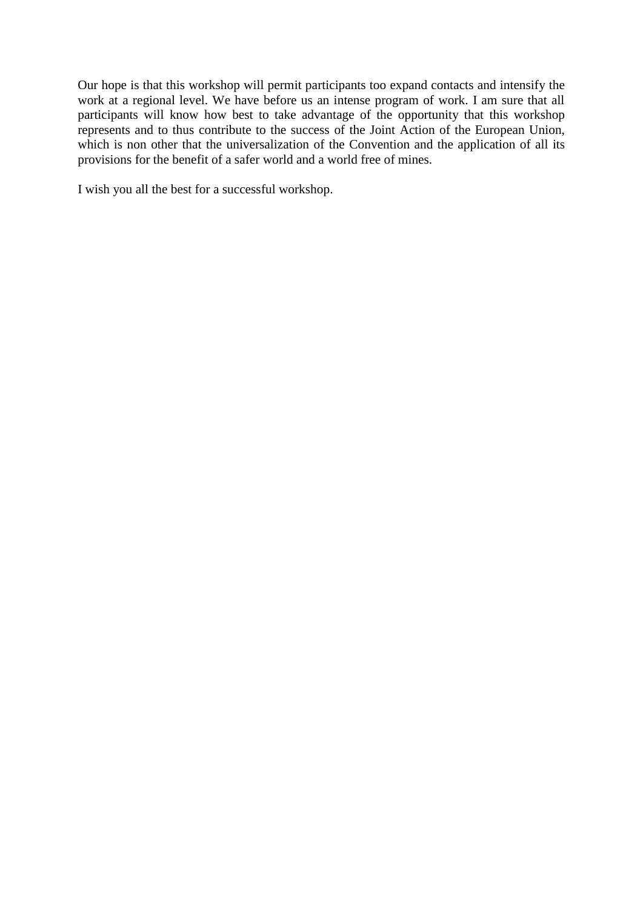Our hope is that this workshop will permit participants too expand contacts and intensify the work at a regional level. We have before us an intense program of work. I am sure that all participants will know how best to take advantage of the opportunity that this workshop represents and to thus contribute to the success of the Joint Action of the European Union, which is non other that the universalization of the Convention and the application of all its provisions for the benefit of a safer world and a world free of mines.

I wish you all the best for a successful workshop.